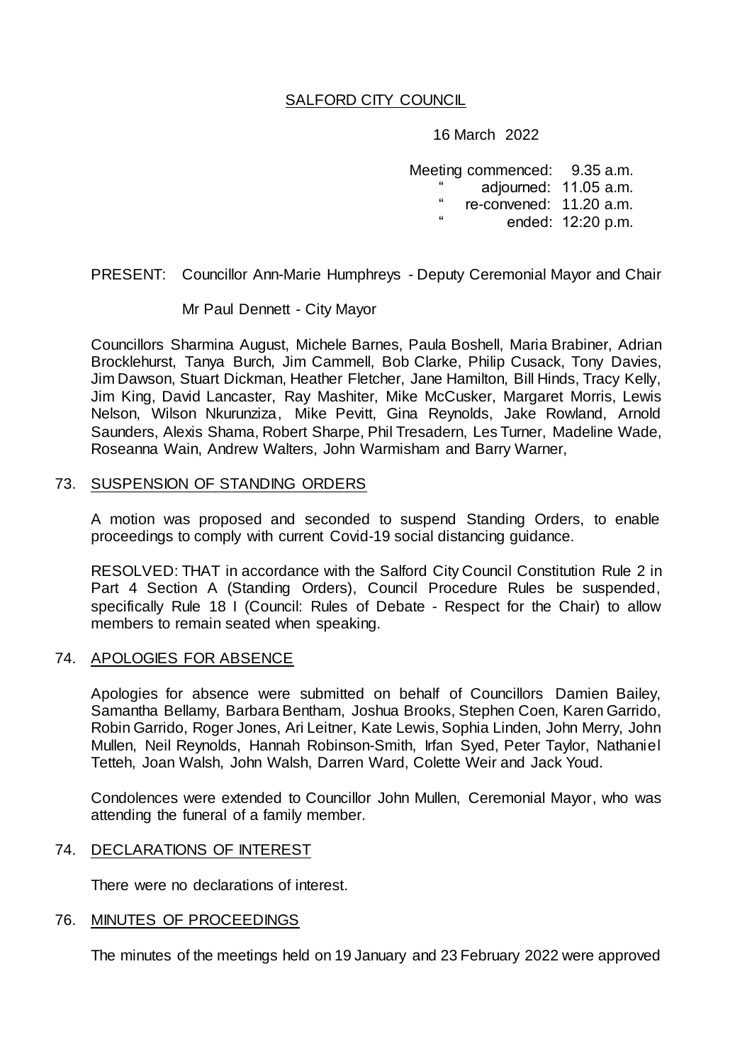SALFORD CITY COUNCIL

16 March 2022

Meeting commenced: 9.35 a.m.
" adjourned: 11.05 a.m.
" re-convened: 11.20 a.m.
" ended: 12:20 p.m.

PRESENT: Councillor Ann-Marie Humphreys - Deputy Ceremonial Mayor and Chair

Mr Paul Dennett - City Mayor

Councillors Sharmina August, Michele Barnes, Paula Boshell, Maria Brabiner, Adrian Brocklehurst, Tanya Burch, Jim Cammell, Bob Clarke, Philip Cusack, Tony Davies, Jim Dawson, Stuart Dickman, Heather Fletcher, Jane Hamilton, Bill Hinds, Tracy Kelly, Jim King, David Lancaster, Ray Mashiter, Mike McCusker, Margaret Morris, Lewis Nelson, Wilson Nkurunziza, Mike Pevitt, Gina Reynolds, Jake Rowland, Arnold Saunders, Alexis Shama, Robert Sharpe, Phil Tresadern, Les Turner, Madeline Wade, Roseanna Wain, Andrew Walters, John Warmisham and Barry Warner,

## 73. SUSPENSION OF STANDING ORDERS

A motion was proposed and seconded to suspend Standing Orders, to enable proceedings to comply with current Covid-19 social distancing guidance.

RESOLVED: THAT in accordance with the Salford City Council Constitution Rule 2 in Part 4 Section A (Standing Orders), Council Procedure Rules be suspended, specifically Rule 18 I (Council: Rules of Debate - Respect for the Chair) to allow members to remain seated when speaking.

## 74. APOLOGIES FOR ABSENCE

Apologies for absence were submitted on behalf of Councillors Damien Bailey, Samantha Bellamy, Barbara Bentham, Joshua Brooks, Stephen Coen, Karen Garrido, Robin Garrido, Roger Jones, Ari Leitner, Kate Lewis, Sophia Linden, John Merry, John Mullen, Neil Reynolds, Hannah Robinson-Smith, Irfan Syed, Peter Taylor, Nathaniel Tetteh, Joan Walsh, John Walsh, Darren Ward, Colette Weir and Jack Youd.

Condolences were extended to Councillor John Mullen, Ceremonial Mayor, who was attending the funeral of a family member.

## 74. DECLARATIONS OF INTEREST

There were no declarations of interest.

## 76. MINUTES OF PROCEEDINGS

The minutes of the meetings held on 19 January and 23 February 2022 were approved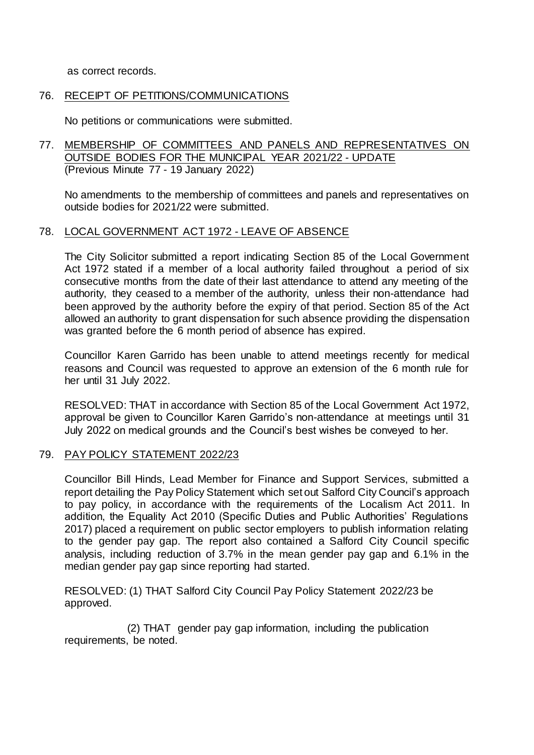as correct records.

76. RECEIPT OF PETITIONS/COMMUNICATIONS

No petitions or communications were submitted.

77. MEMBERSHIP OF COMMITTEES AND PANELS AND REPRESENTATIVES ON OUTSIDE BODIES FOR THE MUNICIPAL YEAR 2021/22 - UPDATE
(Previous Minute 77 - 19 January 2022)

No amendments to the membership of committees and panels and representatives on outside bodies for 2021/22 were submitted.

78. LOCAL GOVERNMENT ACT 1972 - LEAVE OF ABSENCE

The City Solicitor submitted a report indicating Section 85 of the Local Government Act 1972 stated if a member of a local authority failed throughout a period of six consecutive months from the date of their last attendance to attend any meeting of the authority, they ceased to a member of the authority, unless their non-attendance had been approved by the authority before the expiry of that period. Section 85 of the Act allowed an authority to grant dispensation for such absence providing the dispensation was granted before the 6 month period of absence has expired.

Councillor Karen Garrido has been unable to attend meetings recently for medical reasons and Council was requested to approve an extension of the 6 month rule for her until 31 July 2022.

RESOLVED: THAT in accordance with Section 85 of the Local Government Act 1972, approval be given to Councillor Karen Garrido's non-attendance at meetings until 31 July 2022 on medical grounds and the Council's best wishes be conveyed to her.

79. PAY POLICY STATEMENT 2022/23

Councillor Bill Hinds, Lead Member for Finance and Support Services, submitted a report detailing the Pay Policy Statement which set out Salford City Council's approach to pay policy, in accordance with the requirements of the Localism Act 2011. In addition, the Equality Act 2010 (Specific Duties and Public Authorities' Regulations 2017) placed a requirement on public sector employers to publish information relating to the gender pay gap. The report also contained a Salford City Council specific analysis, including reduction of 3.7% in the mean gender pay gap and 6.1% in the median gender pay gap since reporting had started.

RESOLVED: (1) THAT Salford City Council Pay Policy Statement 2022/23 be approved.

(2) THAT gender pay gap information, including the publication requirements, be noted.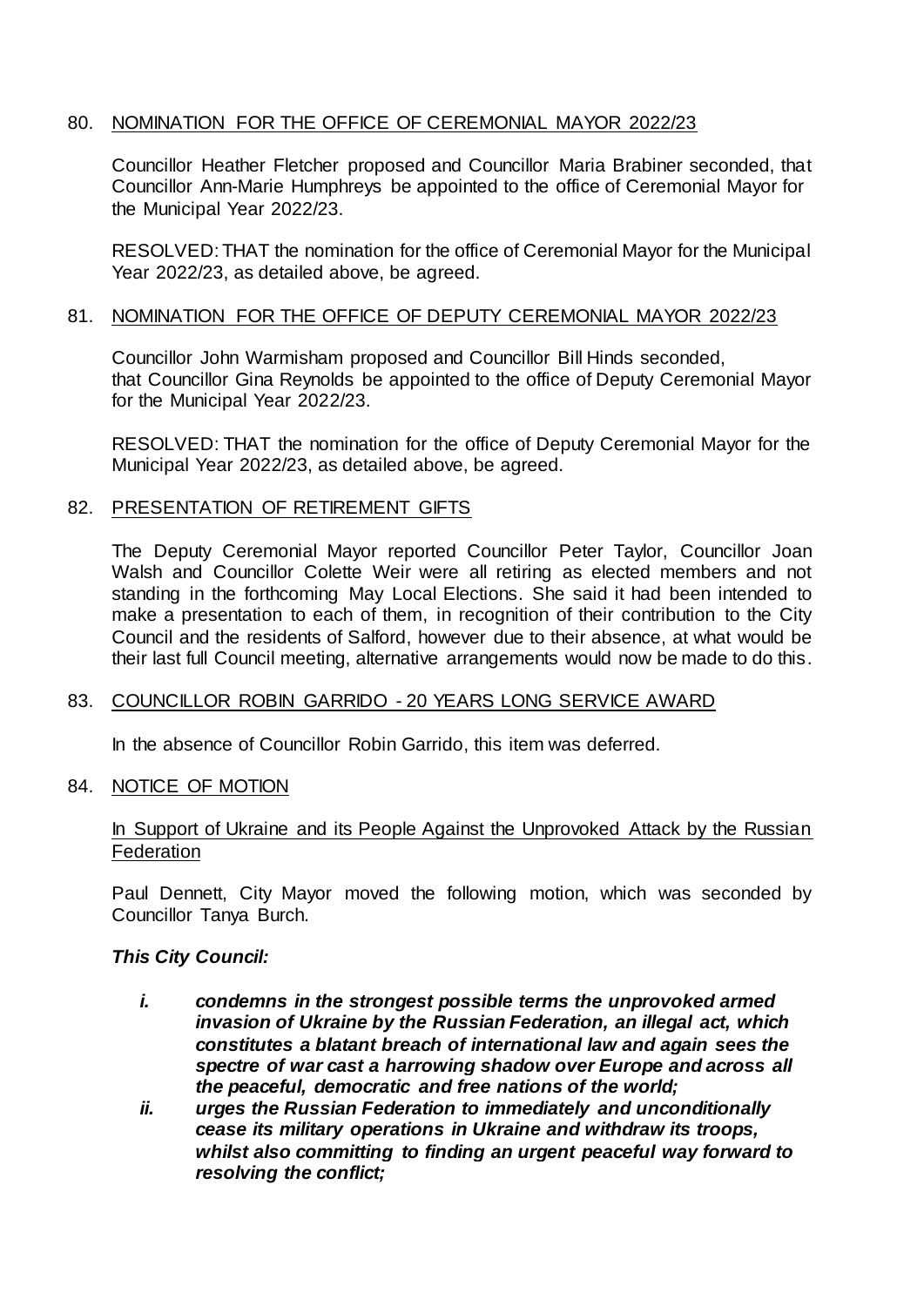## 80. NOMINATION FOR THE OFFICE OF CEREMONIAL MAYOR 2022/23

Councillor Heather Fletcher proposed and Councillor Maria Brabiner seconded, that Councillor Ann-Marie Humphreys be appointed to the office of Ceremonial Mayor for the Municipal Year 2022/23.

RESOLVED: THAT the nomination for the office of Ceremonial Mayor for the Municipal Year 2022/23, as detailed above, be agreed.

## 81. NOMINATION FOR THE OFFICE OF DEPUTY CEREMONIAL MAYOR 2022/23

Councillor John Warmisham proposed and Councillor Bill Hinds seconded, that Councillor Gina Reynolds be appointed to the office of Deputy Ceremonial Mayor for the Municipal Year 2022/23.

RESOLVED: THAT the nomination for the office of Deputy Ceremonial Mayor for the Municipal Year 2022/23, as detailed above, be agreed.

## 82. PRESENTATION OF RETIREMENT GIFTS

The Deputy Ceremonial Mayor reported Councillor Peter Taylor, Councillor Joan Walsh and Councillor Colette Weir were all retiring as elected members and not standing in the forthcoming May Local Elections. She said it had been intended to make a presentation to each of them, in recognition of their contribution to the City Council and the residents of Salford, however due to their absence, at what would be their last full Council meeting, alternative arrangements would now be made to do this.

## 83. COUNCILLOR ROBIN GARRIDO - 20 YEARS LONG SERVICE AWARD

In the absence of Councillor Robin Garrido, this item was deferred.

## 84. NOTICE OF MOTION

In Support of Ukraine and its People Against the Unprovoked Attack by the Russian Federation

Paul Dennett, City Mayor moved the following motion, which was seconded by Councillor Tanya Burch.

***This City Council:***

- ***i. condemns in the strongest possible terms the unprovoked armed invasion of Ukraine by the Russian Federation, an illegal act, which constitutes a blatant breach of international law and again sees the spectre of war cast a harrowing shadow over Europe and across all the peaceful, democratic and free nations of the world;***
- ***ii. urges the Russian Federation to immediately and unconditionally cease its military operations in Ukraine and withdraw its troops, whilst also committing to finding an urgent peaceful way forward to resolving the conflict;***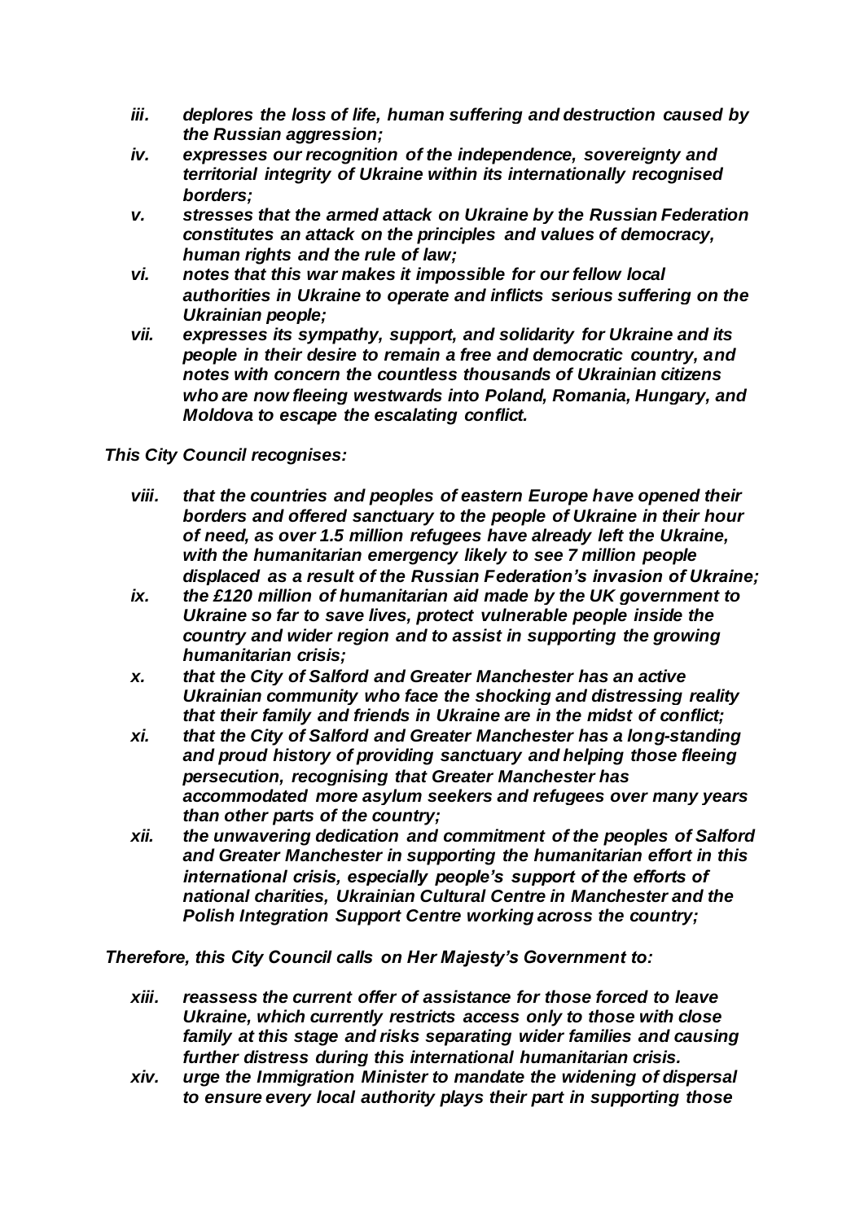- ***iii. deplores the loss of life, human suffering and destruction caused by the Russian aggression;***
- ***iv. expresses our recognition of the independence, sovereignty and territorial integrity of Ukraine within its internationally recognised borders;***
- ***v. stresses that the armed attack on Ukraine by the Russian Federation constitutes an attack on the principles and values of democracy, human rights and the rule of law;***
- ***vi. notes that this war makes it impossible for our fellow local authorities in Ukraine to operate and inflicts serious suffering on the Ukrainian people;***
- ***vii. expresses its sympathy, support, and solidarity for Ukraine and its people in their desire to remain a free and democratic country, and notes with concern the countless thousands of Ukrainian citizens who are now fleeing westwards into Poland, Romania, Hungary, and Moldova to escape the escalating conflict.***

***This City Council recognises:***

- ***viii. that the countries and peoples of eastern Europe have opened their borders and offered sanctuary to the people of Ukraine in their hour of need, as over 1.5 million refugees have already left the Ukraine, with the humanitarian emergency likely to see 7 million people displaced as a result of the Russian Federation's invasion of Ukraine;***
- ***ix. the £120 million of humanitarian aid made by the UK government to Ukraine so far to save lives, protect vulnerable people inside the country and wider region and to assist in supporting the growing humanitarian crisis;***
- ***x. that the City of Salford and Greater Manchester has an active Ukrainian community who face the shocking and distressing reality that their family and friends in Ukraine are in the midst of conflict;***
- ***xi. that the City of Salford and Greater Manchester has a long-standing and proud history of providing sanctuary and helping those fleeing persecution, recognising that Greater Manchester has accommodated more asylum seekers and refugees over many years than other parts of the country;***
- ***xii. the unwavering dedication and commitment of the peoples of Salford and Greater Manchester in supporting the humanitarian effort in this international crisis, especially people's support of the efforts of national charities, Ukrainian Cultural Centre in Manchester and the Polish Integration Support Centre working across the country;***

***Therefore, this City Council calls on Her Majesty's Government to:***

- ***xiii. reassess the current offer of assistance for those forced to leave Ukraine, which currently restricts access only to those with close family at this stage and risks separating wider families and causing further distress during this international humanitarian crisis.***
- ***xiv. urge the Immigration Minister to mandate the widening of dispersal to ensure every local authority plays their part in supporting those***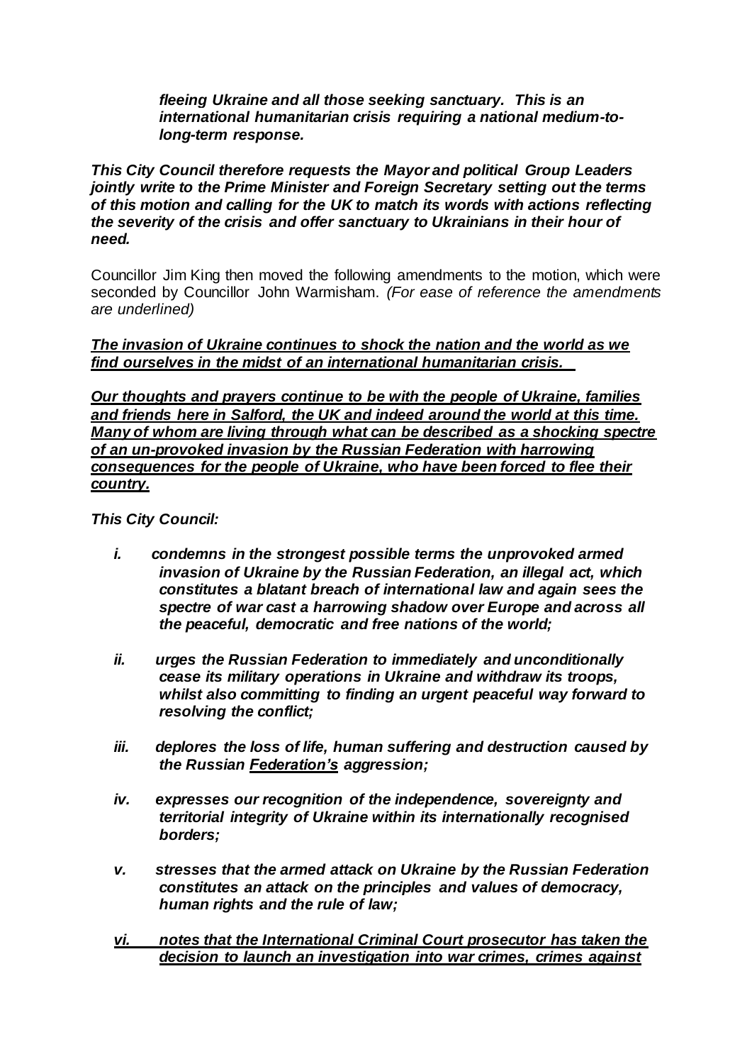***fleeing Ukraine and all those seeking sanctuary. This is an international humanitarian crisis requiring a national medium-to-long-term response.***

***This City Council therefore requests the Mayor and political Group Leaders jointly write to the Prime Minister and Foreign Secretary setting out the terms of this motion and calling for the UK to match its words with actions reflecting the severity of the crisis and offer sanctuary to Ukrainians in their hour of need.***

Councillor Jim King then moved the following amendments to the motion, which were seconded by Councillor John Warmisham. *(For ease of reference the amendments are underlined)*

<u>***The invasion of Ukraine continues to shock the nation and the world as we find ourselves in the midst of an international humanitarian crisis.***</u>

<u>***Our thoughts and prayers continue to be with the people of Ukraine, families and friends here in Salford, the UK and indeed around the world at this time. Many of whom are living through what can be described as a shocking spectre of an un-provoked invasion by the Russian Federation with harrowing consequences for the people of Ukraine, who have been forced to flee their country.***</u>

***This City Council:***

- ***i. condemns in the strongest possible terms the unprovoked armed invasion of Ukraine by the Russian Federation, an illegal act, which constitutes a blatant breach of international law and again sees the spectre of war cast a harrowing shadow over Europe and across all the peaceful, democratic and free nations of the world;***

- ***ii. urges the Russian Federation to immediately and unconditionally cease its military operations in Ukraine and withdraw its troops, whilst also committing to finding an urgent peaceful way forward to resolving the conflict;***

- ***iii. deplores the loss of life, human suffering and destruction caused by the Russian <u>Federation's</u> aggression;***

- ***iv. expresses our recognition of the independence, sovereignty and territorial integrity of Ukraine within its internationally recognised borders;***

- ***v. stresses that the armed attack on Ukraine by the Russian Federation constitutes an attack on the principles and values of democracy, human rights and the rule of law;***

- <u>***vi. notes that the International Criminal Court prosecutor has taken the decision to launch an investigation into war crimes, crimes against***</u>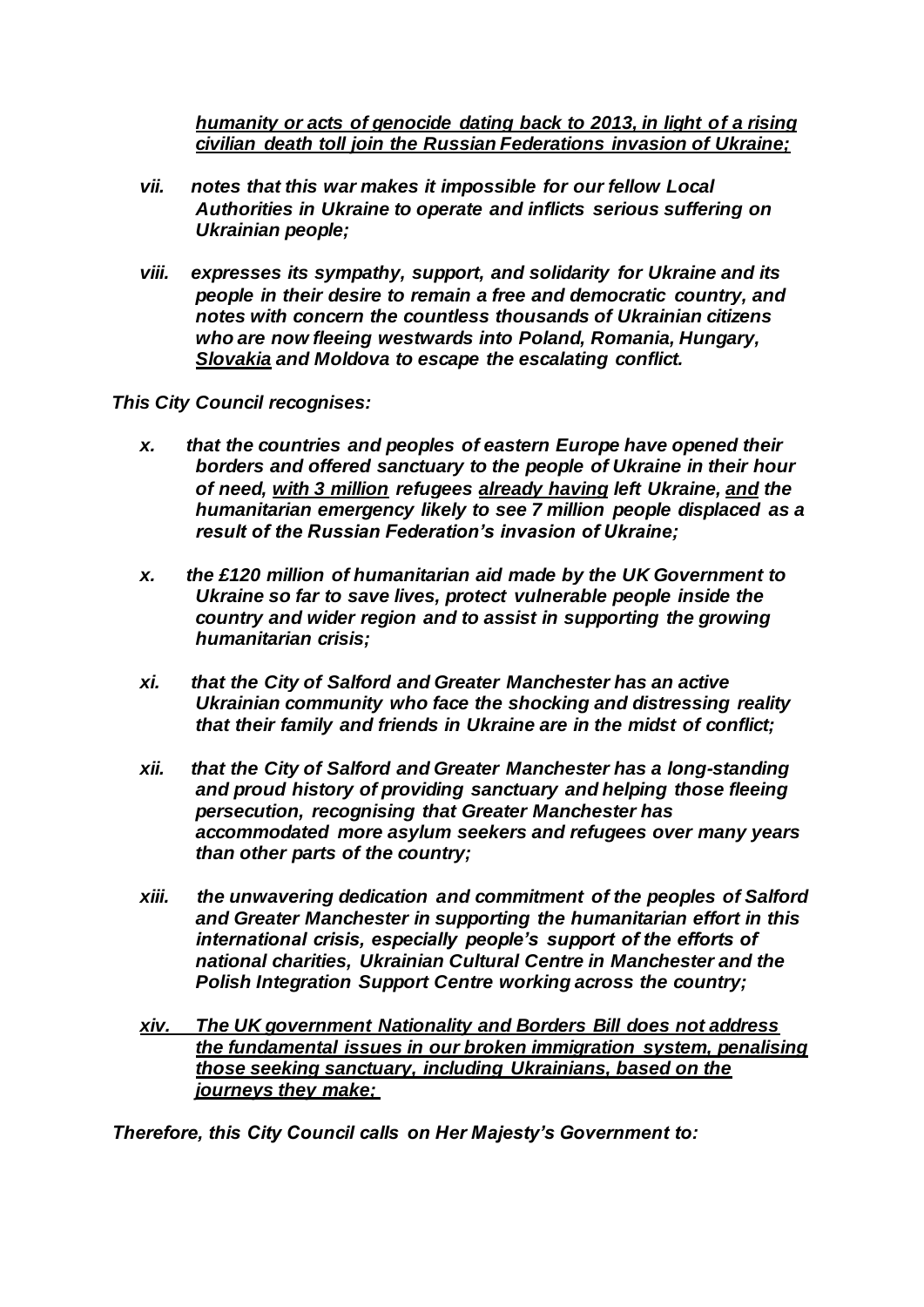***humanity or acts of genocide dating back to 2013, in light of a rising civilian death toll join the Russian Federations invasion of Ukraine;***

*vii. **notes that this war makes it impossible for our fellow Local Authorities in Ukraine to operate and inflicts serious suffering on Ukrainian people;***

*viii. **expresses its sympathy, support, and solidarity for Ukraine and its people in their desire to remain a free and democratic country, and notes with concern the countless thousands of Ukrainian citizens who are now fleeing westwards into Poland, Romania, Hungary, <u>Slovakia</u> and Moldova to escape the escalating conflict.***

***This City Council recognises:***

*x. **that the countries and peoples of eastern Europe have opened their borders and offered sanctuary to the people of Ukraine in their hour of need, <u>with 3 million</u> refugees <u>already having</u> left Ukraine, <u>and</u> the humanitarian emergency likely to see 7 million people displaced as a result of the Russian Federation's invasion of Ukraine;***

*x. **the £120 million of humanitarian aid made by the UK Government to Ukraine so far to save lives, protect vulnerable people inside the country and wider region and to assist in supporting the growing humanitarian crisis;***

*xi. **that the City of Salford and Greater Manchester has an active Ukrainian community who face the shocking and distressing reality that their family and friends in Ukraine are in the midst of conflict;***

*xii. **that the City of Salford and Greater Manchester has a long-standing and proud history of providing sanctuary and helping those fleeing persecution, recognising that Greater Manchester has accommodated more asylum seekers and refugees over many years than other parts of the country;***

*xiii. **the unwavering dedication and commitment of the peoples of Salford and Greater Manchester in supporting the humanitarian effort in this international crisis, especially people's support of the efforts of national charities, Ukrainian Cultural Centre in Manchester and the Polish Integration Support Centre working across the country;***

***<u>xiv. The UK government Nationality and Borders Bill does not address the fundamental issues in our broken immigration system, penalising those seeking sanctuary, including Ukrainians, based on the journeys they make;</u>***

***Therefore, this City Council calls on Her Majesty's Government to:***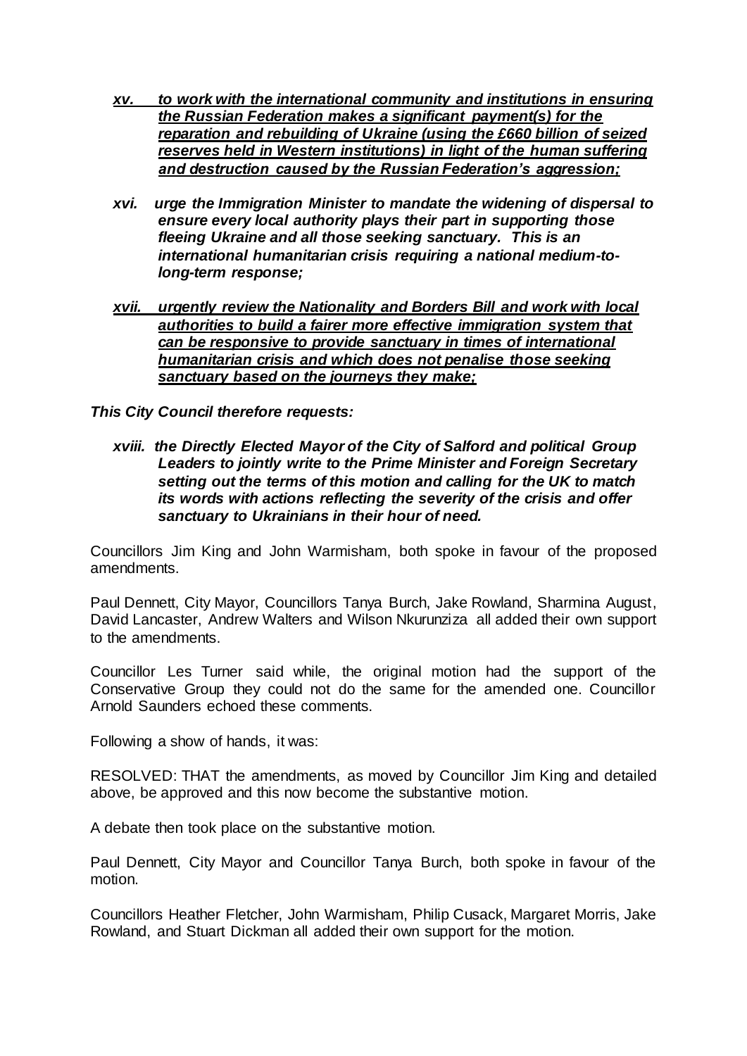- ***xv. to work with the international community and institutions in ensuring the Russian Federation makes a significant payment(s) for the reparation and rebuilding of Ukraine (using the £660 billion of seized reserves held in Western institutions) in light of the human suffering and destruction caused by the Russian Federation's aggression;***

- ***xvi. urge the Immigration Minister to mandate the widening of dispersal to ensure every local authority plays their part in supporting those fleeing Ukraine and all those seeking sanctuary. This is an international humanitarian crisis requiring a national medium-to-long-term response;***

- ***xvii. urgently review the Nationality and Borders Bill and work with local authorities to build a fairer more effective immigration system that can be responsive to provide sanctuary in times of international humanitarian crisis and which does not penalise those seeking sanctuary based on the journeys they make;***

***This City Council therefore requests:***

- ***xviii. the Directly Elected Mayor of the City of Salford and political Group Leaders to jointly write to the Prime Minister and Foreign Secretary setting out the terms of this motion and calling for the UK to match its words with actions reflecting the severity of the crisis and offer sanctuary to Ukrainians in their hour of need.***

Councillors Jim King and John Warmisham, both spoke in favour of the proposed amendments.

Paul Dennett, City Mayor, Councillors Tanya Burch, Jake Rowland, Sharmina August, David Lancaster, Andrew Walters and Wilson Nkurunziza all added their own support to the amendments.

Councillor Les Turner said while, the original motion had the support of the Conservative Group they could not do the same for the amended one. Councillor Arnold Saunders echoed these comments.

Following a show of hands, it was:

RESOLVED: THAT the amendments, as moved by Councillor Jim King and detailed above, be approved and this now become the substantive motion.

A debate then took place on the substantive motion.

Paul Dennett, City Mayor and Councillor Tanya Burch, both spoke in favour of the motion.

Councillors Heather Fletcher, John Warmisham, Philip Cusack, Margaret Morris, Jake Rowland, and Stuart Dickman all added their own support for the motion.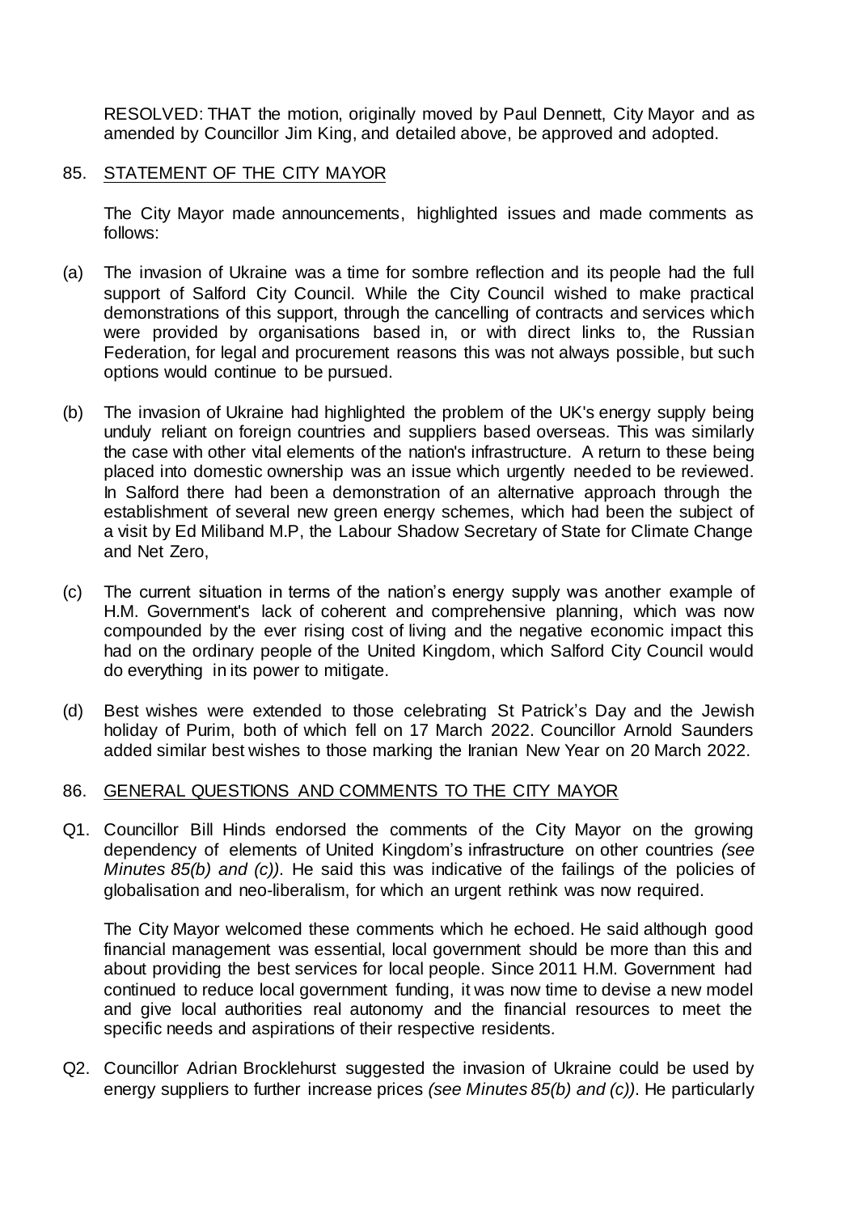RESOLVED: THAT the motion, originally moved by Paul Dennett, City Mayor and as amended by Councillor Jim King, and detailed above, be approved and adopted.

85. STATEMENT OF THE CITY MAYOR

The City Mayor made announcements, highlighted issues and made comments as follows:

(a) The invasion of Ukraine was a time for sombre reflection and its people had the full support of Salford City Council. While the City Council wished to make practical demonstrations of this support, through the cancelling of contracts and services which were provided by organisations based in, or with direct links to, the Russian Federation, for legal and procurement reasons this was not always possible, but such options would continue to be pursued.

(b) The invasion of Ukraine had highlighted the problem of the UK's energy supply being unduly reliant on foreign countries and suppliers based overseas. This was similarly the case with other vital elements of the nation's infrastructure. A return to these being placed into domestic ownership was an issue which urgently needed to be reviewed. In Salford there had been a demonstration of an alternative approach through the establishment of several new green energy schemes, which had been the subject of a visit by Ed Miliband M.P, the Labour Shadow Secretary of State for Climate Change and Net Zero,

(c) The current situation in terms of the nation's energy supply was another example of H.M. Government's lack of coherent and comprehensive planning, which was now compounded by the ever rising cost of living and the negative economic impact this had on the ordinary people of the United Kingdom, which Salford City Council would do everything in its power to mitigate.

(d) Best wishes were extended to those celebrating St Patrick's Day and the Jewish holiday of Purim, both of which fell on 17 March 2022. Councillor Arnold Saunders added similar best wishes to those marking the Iranian New Year on 20 March 2022.

86. GENERAL QUESTIONS AND COMMENTS TO THE CITY MAYOR

Q1. Councillor Bill Hinds endorsed the comments of the City Mayor on the growing dependency of elements of United Kingdom's infrastructure on other countries *(see Minutes 85(b) and (c))*. He said this was indicative of the failings of the policies of globalisation and neo-liberalism, for which an urgent rethink was now required.

The City Mayor welcomed these comments which he echoed. He said although good financial management was essential, local government should be more than this and about providing the best services for local people. Since 2011 H.M. Government had continued to reduce local government funding, it was now time to devise a new model and give local authorities real autonomy and the financial resources to meet the specific needs and aspirations of their respective residents.

Q2. Councillor Adrian Brocklehurst suggested the invasion of Ukraine could be used by energy suppliers to further increase prices *(see Minutes 85(b) and (c))*. He particularly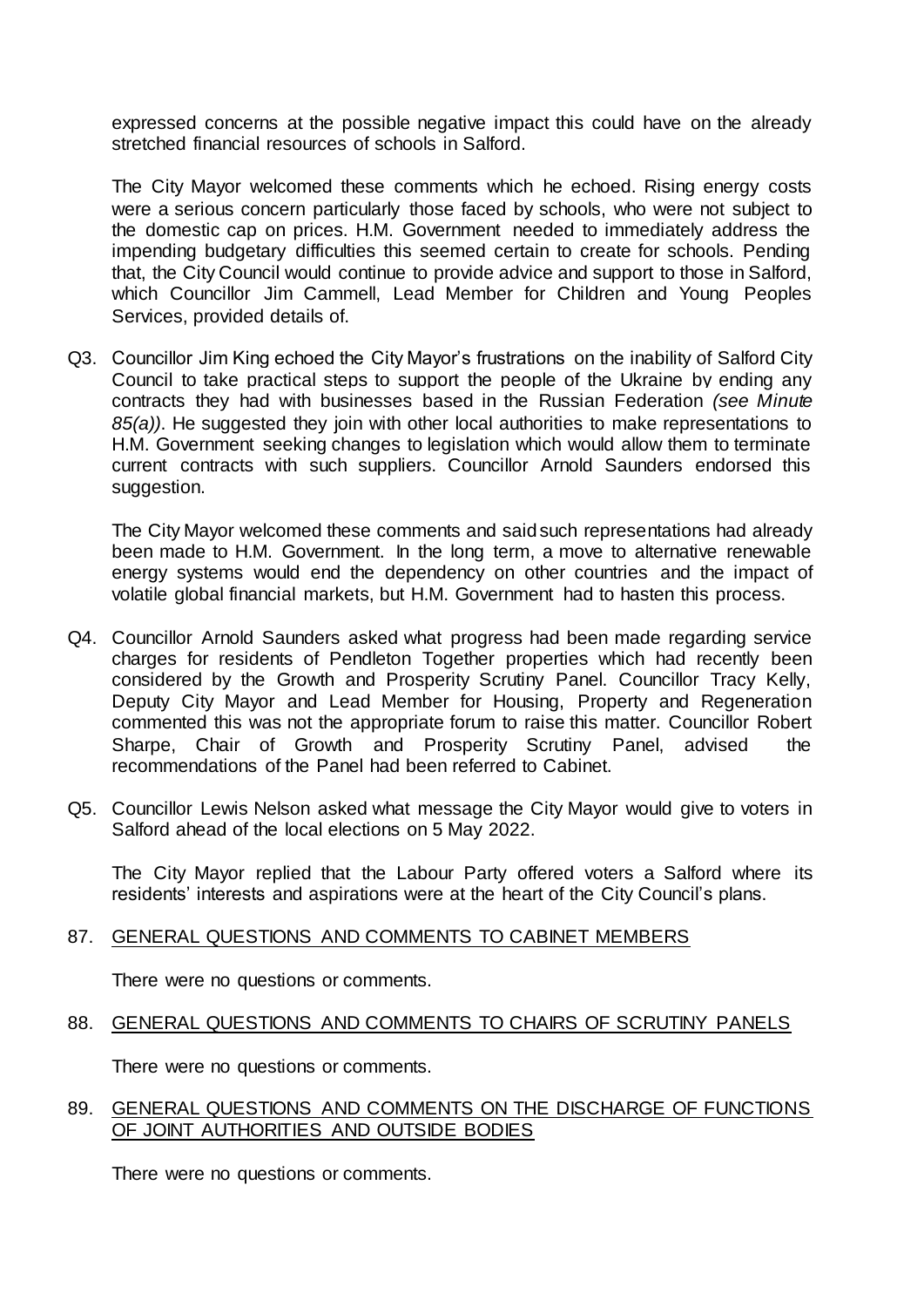expressed concerns at the possible negative impact this could have on the already stretched financial resources of schools in Salford.

The City Mayor welcomed these comments which he echoed. Rising energy costs were a serious concern particularly those faced by schools, who were not subject to the domestic cap on prices. H.M. Government needed to immediately address the impending budgetary difficulties this seemed certain to create for schools. Pending that, the City Council would continue to provide advice and support to those in Salford, which Councillor Jim Cammell, Lead Member for Children and Young Peoples Services, provided details of.

Q3. Councillor Jim King echoed the City Mayor's frustrations on the inability of Salford City Council to take practical steps to support the people of the Ukraine by ending any contracts they had with businesses based in the Russian Federation *(see Minute 85(a))*. He suggested they join with other local authorities to make representations to H.M. Government seeking changes to legislation which would allow them to terminate current contracts with such suppliers. Councillor Arnold Saunders endorsed this suggestion.

The City Mayor welcomed these comments and said such representations had already been made to H.M. Government. In the long term, a move to alternative renewable energy systems would end the dependency on other countries and the impact of volatile global financial markets, but H.M. Government had to hasten this process.

Q4. Councillor Arnold Saunders asked what progress had been made regarding service charges for residents of Pendleton Together properties which had recently been considered by the Growth and Prosperity Scrutiny Panel. Councillor Tracy Kelly, Deputy City Mayor and Lead Member for Housing, Property and Regeneration commented this was not the appropriate forum to raise this matter. Councillor Robert Sharpe, Chair of Growth and Prosperity Scrutiny Panel, advised the recommendations of the Panel had been referred to Cabinet.

Q5. Councillor Lewis Nelson asked what message the City Mayor would give to voters in Salford ahead of the local elections on 5 May 2022.

The City Mayor replied that the Labour Party offered voters a Salford where its residents' interests and aspirations were at the heart of the City Council's plans.

## 87. GENERAL QUESTIONS AND COMMENTS TO CABINET MEMBERS

There were no questions or comments.

## 88. GENERAL QUESTIONS AND COMMENTS TO CHAIRS OF SCRUTINY PANELS

There were no questions or comments.

## 89. GENERAL QUESTIONS AND COMMENTS ON THE DISCHARGE OF FUNCTIONS OF JOINT AUTHORITIES AND OUTSIDE BODIES

There were no questions or comments.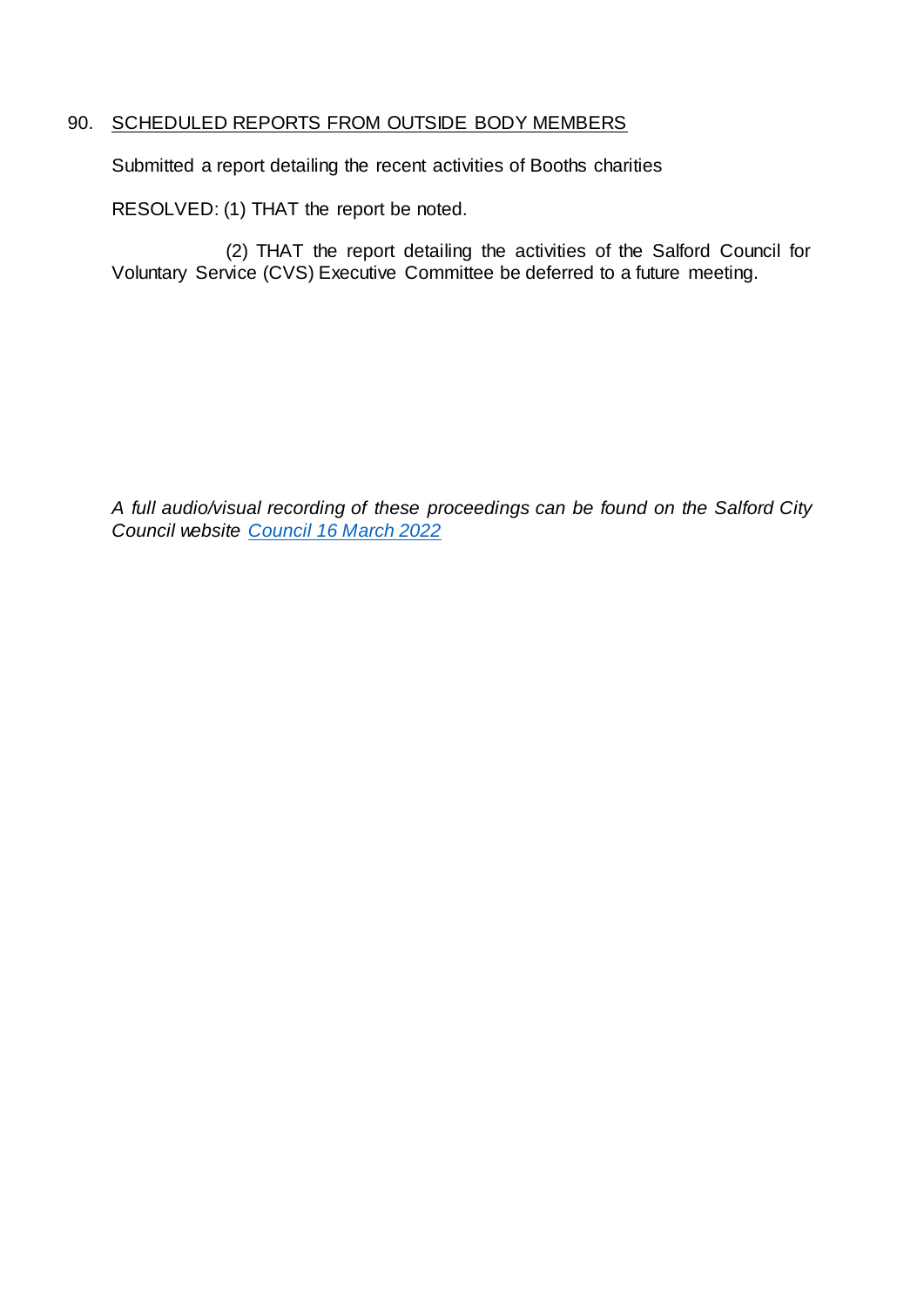90. <u>SCHEDULED REPORTS FROM OUTSIDE BODY MEMBERS</u>

Submitted a report detailing the recent activities of Booths charities

RESOLVED: (1) THAT the report be noted.

(2) THAT the report detailing the activities of the Salford Council for Voluntary Service (CVS) Executive Committee be deferred to a future meeting.

*A full audio/visual recording of these proceedings can be found on the Salford City Council website [Council 16 March 2022]*